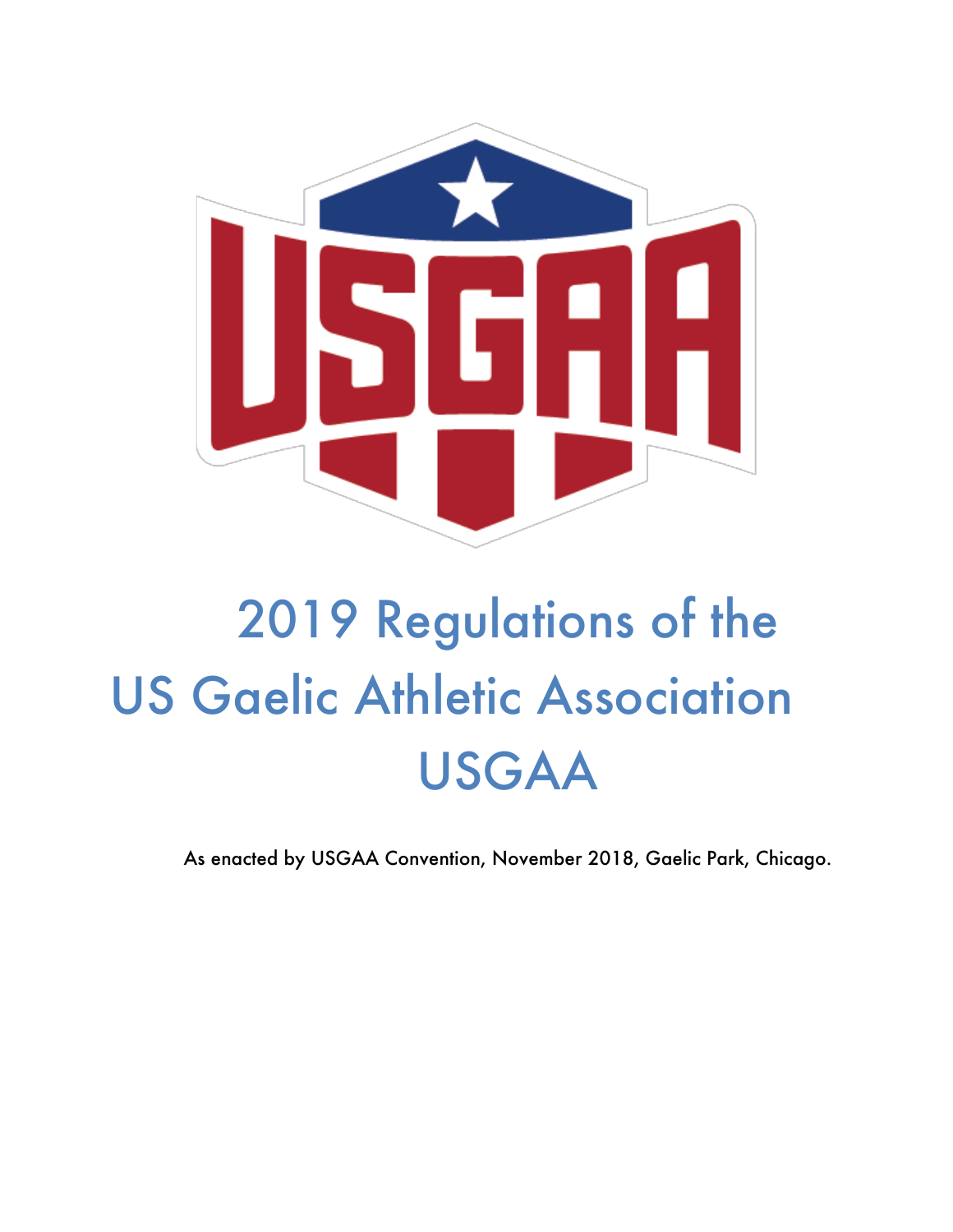# 2019 Regulations of the US Gaelic Athletic Association USGAA

As enacted by USGAA Convention, November 2018, Gaelic Park, Chicago.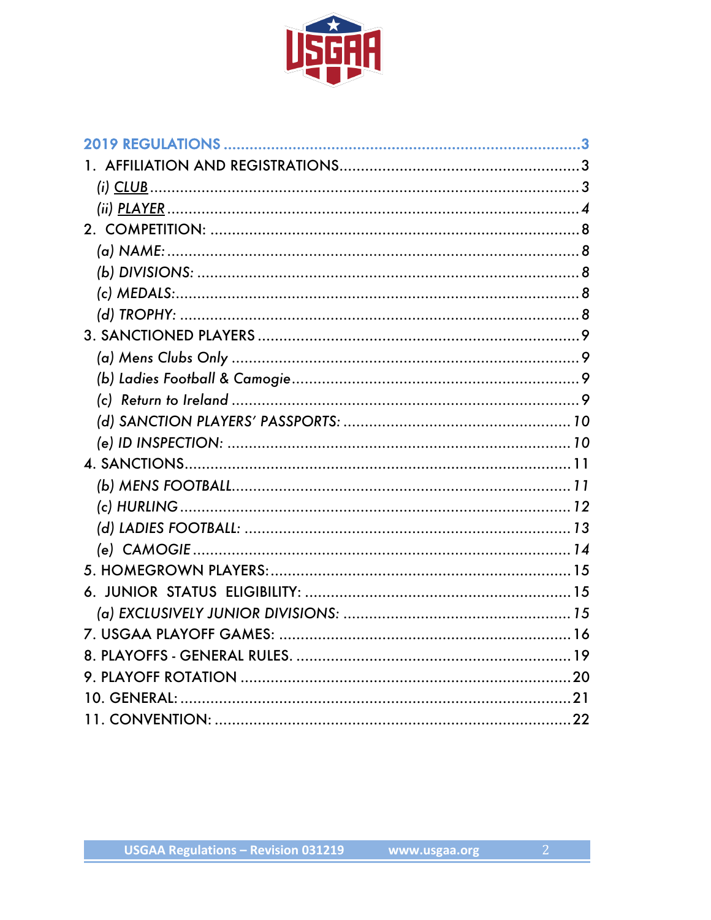2019 REGULATIONS .................................................................................3

1. AFFILIATION AND REGISTRATIONS.....................................................3

   (i) CLUB..........................................................................................3

   (ii) PLAYER.......................................................................................4

2. COMPETITION: ..................................................................................8

   (a) NAME: .......................................................................................8

   (b) DIVISIONS: ................................................................................8

   (c) MEDALS:.....................................................................................8

   (d) TROPHY: ....................................................................................8

3. SANCTIONED PLAYERS .......................................................................9

   (a) Mens Clubs Only .........................................................................9

   (b) Ladies Football & Camogie...........................................................9

   (c) Return to Ireland .........................................................................9

   (d) SANCTION PLAYERS' PASSPORTS: ...............................................10

   (e) ID INSPECTION: .......................................................................10

4. SANCTIONS......................................................................................11

   (b) MENS FOOTBALL........................................................................11

   (c) HURLING ...................................................................................12

   (d) LADIES FOOTBALL: ....................................................................13

   (e) CAMOGIE ..................................................................................14

5. HOMEGROWN PLAYERS:....................................................................15

6. JUNIOR STATUS ELIGIBILITY: ...........................................................15

   (a) EXCLUSIVELY JUNIOR DIVISIONS: ...............................................15

7. USGAA PLAYOFF GAMES: ..................................................................16

8. PLAYOFFS - GENERAL RULES. ............................................................19

9. PLAYOFF ROTATION .........................................................................20

10. GENERAL: ......................................................................................21

11. CONVENTION: ................................................................................22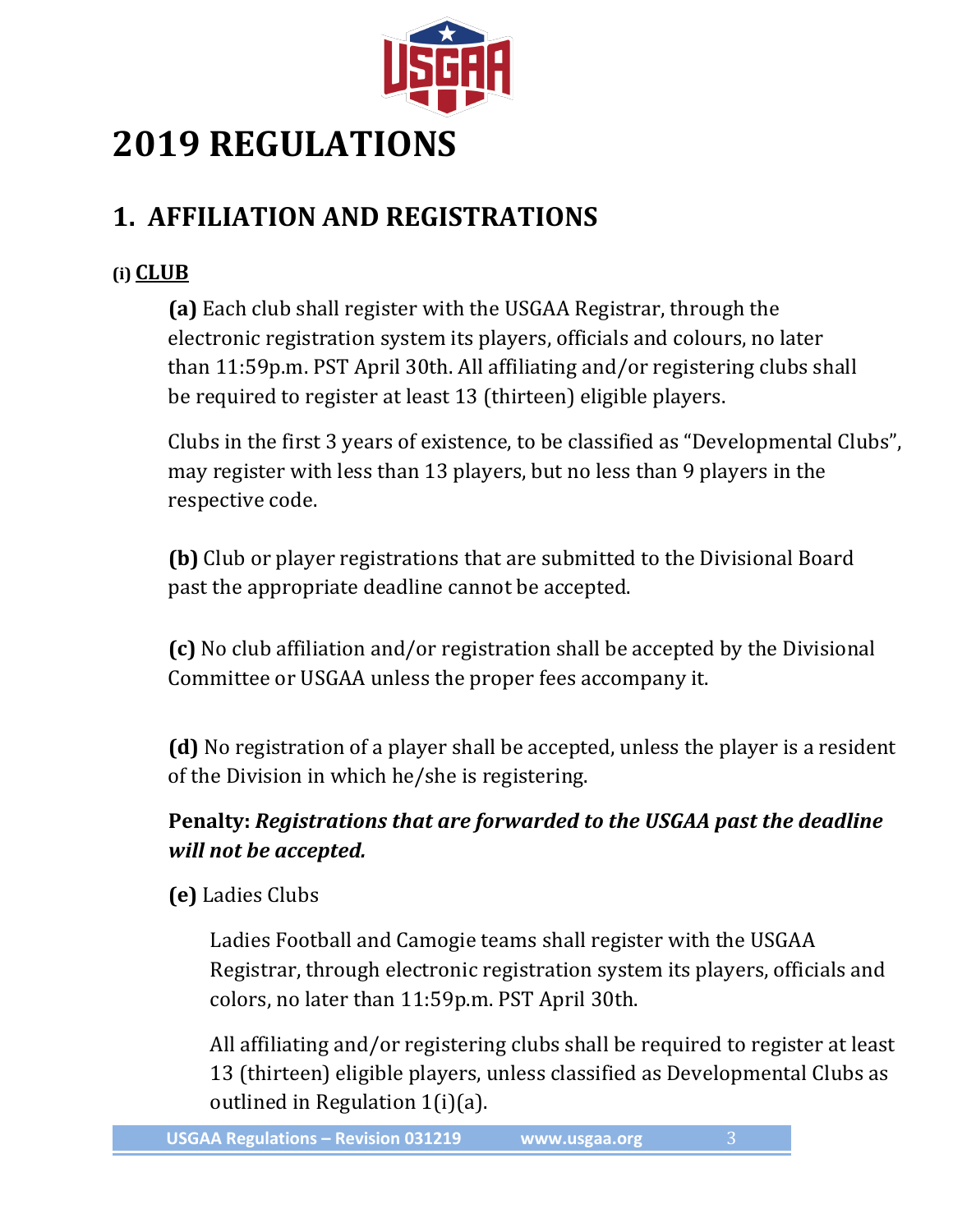# 2019 REGULATIONS

## 1. AFFILIATION AND REGISTRATIONS

### (i) CLUB

**(a)** Each club shall register with the USGAA Registrar, through the electronic registration system its players, officials and colours, no later than 11:59p.m. PST April 30th. All affiliating and/or registering clubs shall be required to register at least 13 (thirteen) eligible players.

Clubs in the first 3 years of existence, to be classified as "Developmental Clubs", may register with less than 13 players, but no less than 9 players in the respective code.

**(b)** Club or player registrations that are submitted to the Divisional Board past the appropriate deadline cannot be accepted.

**(c)** No club affiliation and/or registration shall be accepted by the Divisional Committee or USGAA unless the proper fees accompany it.

**(d)** No registration of a player shall be accepted, unless the player is a resident of the Division in which he/she is registering.

**Penalty: *Registrations that are forwarded to the USGAA past the deadline will not be accepted.***

**(e)** Ladies Clubs

Ladies Football and Camogie teams shall register with the USGAA Registrar, through electronic registration system its players, officials and colors, no later than 11:59p.m. PST April 30th.

All affiliating and/or registering clubs shall be required to register at least 13 (thirteen) eligible players, unless classified as Developmental Clubs as outlined in Regulation 1(i)(a).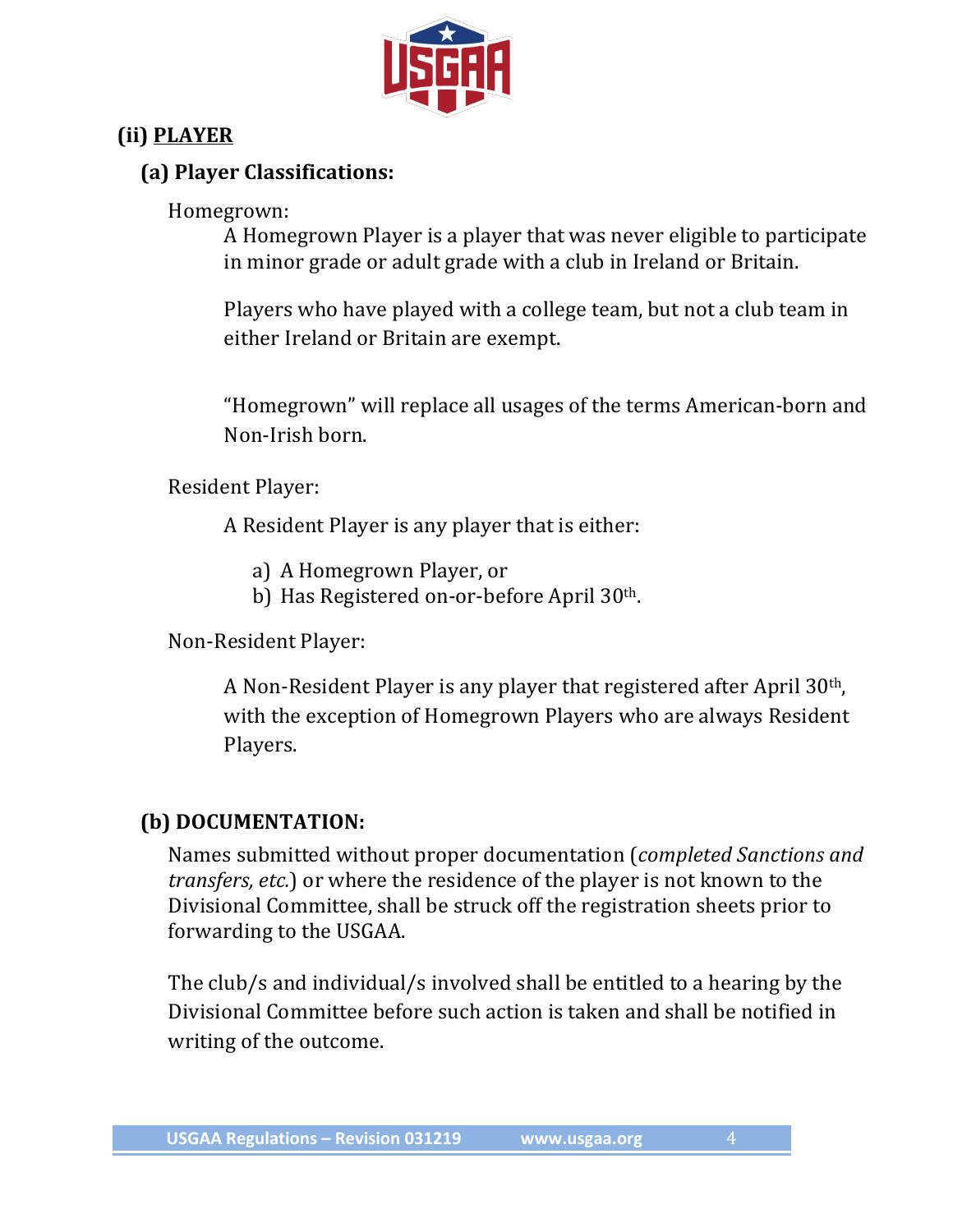## (ii) PLAYER

### (a) Player Classifications:

Homegrown:

A Homegrown Player is a player that was never eligible to participate in minor grade or adult grade with a club in Ireland or Britain.

Players who have played with a college team, but not a club team in either Ireland or Britain are exempt.

"Homegrown" will replace all usages of the terms American-born and Non-Irish born.

Resident Player:

A Resident Player is any player that is either:

a) A Homegrown Player, or
b) Has Registered on-or-before April 30th.

Non-Resident Player:

A Non-Resident Player is any player that registered after April 30th, with the exception of Homegrown Players who are always Resident Players.

### (b) DOCUMENTATION:

Names submitted without proper documentation (*completed Sanctions and transfers, etc.*) or where the residence of the player is not known to the Divisional Committee, shall be struck off the registration sheets prior to forwarding to the USGAA.

The club/s and individual/s involved shall be entitled to a hearing by the Divisional Committee before such action is taken and shall be notified in writing of the outcome.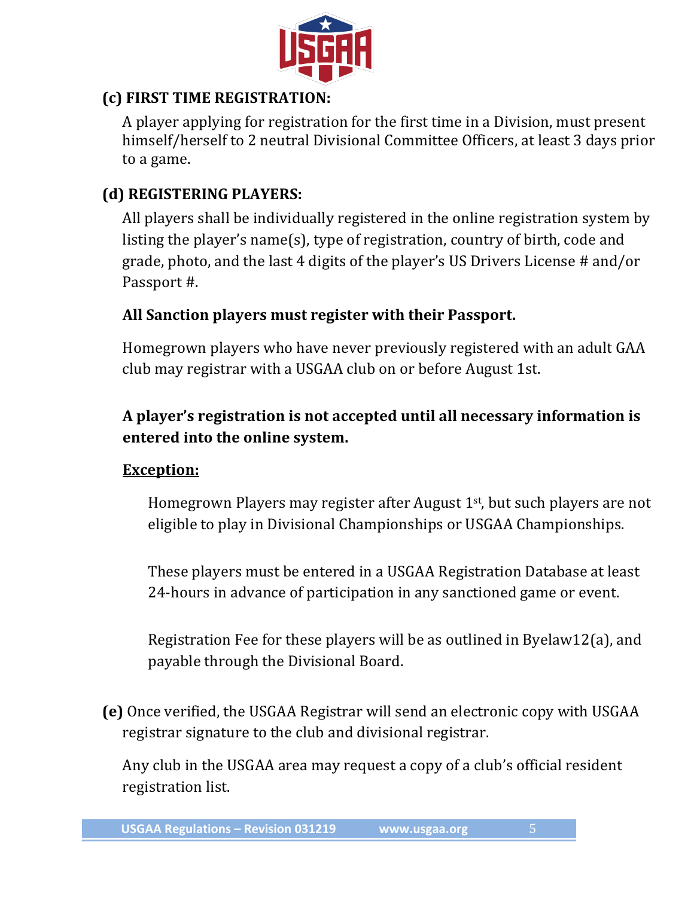### (c) FIRST TIME REGISTRATION:

A player applying for registration for the first time in a Division, must present himself/herself to 2 neutral Divisional Committee Officers, at least 3 days prior to a game.

### (d) REGISTERING PLAYERS:

All players shall be individually registered in the online registration system by listing the player's name(s), type of registration, country of birth, code and grade, photo, and the last 4 digits of the player's US Drivers License # and/or Passport #.

**All Sanction players must register with their Passport.**

Homegrown players who have never previously registered with an adult GAA club may registrar with a USGAA club on or before August 1st.

**A player's registration is not accepted until all necessary information is entered into the online system.**

**Exception:**

Homegrown Players may register after August 1st, but such players are not eligible to play in Divisional Championships or USGAA Championships.

These players must be entered in a USGAA Registration Database at least 24-hours in advance of participation in any sanctioned game or event.

Registration Fee for these players will be as outlined in Byelaw12(a), and payable through the Divisional Board.

**(e)** Once verified, the USGAA Registrar will send an electronic copy with USGAA registrar signature to the club and divisional registrar.

Any club in the USGAA area may request a copy of a club's official resident registration list.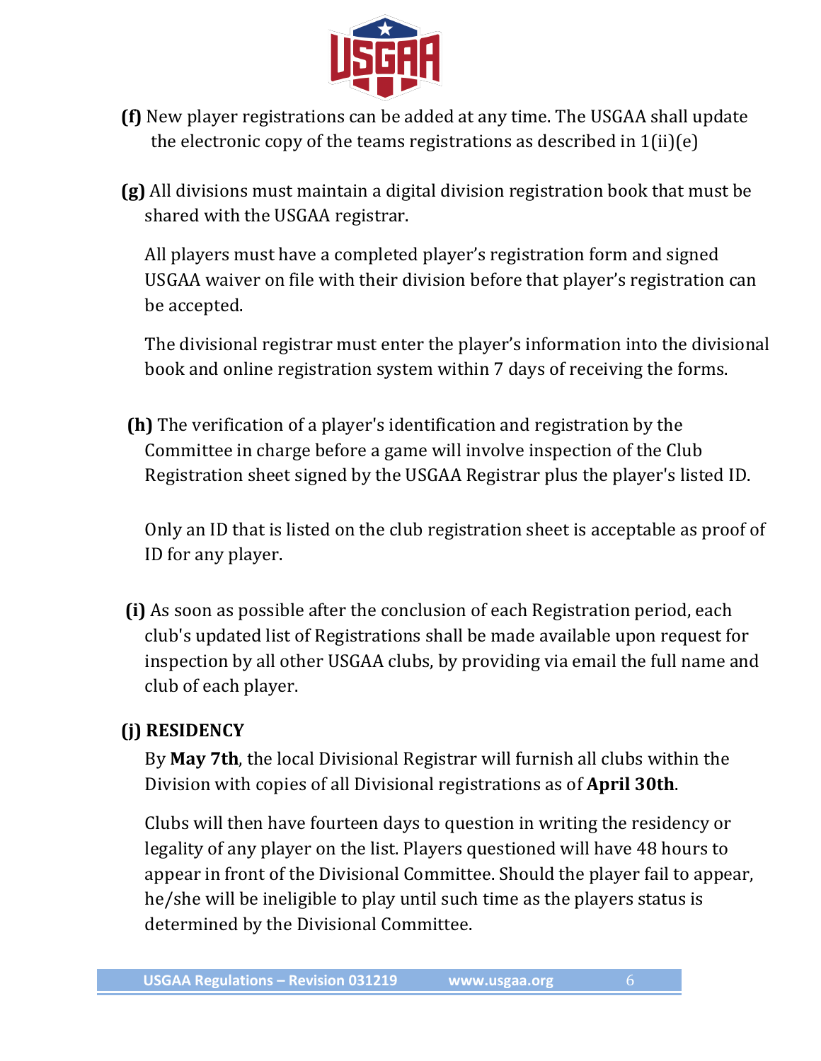**(f)** New player registrations can be added at any time. The USGAA shall update the electronic copy of the teams registrations as described in 1(ii)(e)

**(g)** All divisions must maintain a digital division registration book that must be shared with the USGAA registrar.

All players must have a completed player's registration form and signed USGAA waiver on file with their division before that player's registration can be accepted.

The divisional registrar must enter the player's information into the divisional book and online registration system within 7 days of receiving the forms.

**(h)** The verification of a player's identification and registration by the Committee in charge before a game will involve inspection of the Club Registration sheet signed by the USGAA Registrar plus the player's listed ID.

Only an ID that is listed on the club registration sheet is acceptable as proof of ID for any player.

**(i)** As soon as possible after the conclusion of each Registration period, each club's updated list of Registrations shall be made available upon request for inspection by all other USGAA clubs, by providing via email the full name and club of each player.

**(j) RESIDENCY**

By **May 7th**, the local Divisional Registrar will furnish all clubs within the Division with copies of all Divisional registrations as of **April 30th**.

Clubs will then have fourteen days to question in writing the residency or legality of any player on the list. Players questioned will have 48 hours to appear in front of the Divisional Committee. Should the player fail to appear, he/she will be ineligible to play until such time as the players status is determined by the Divisional Committee.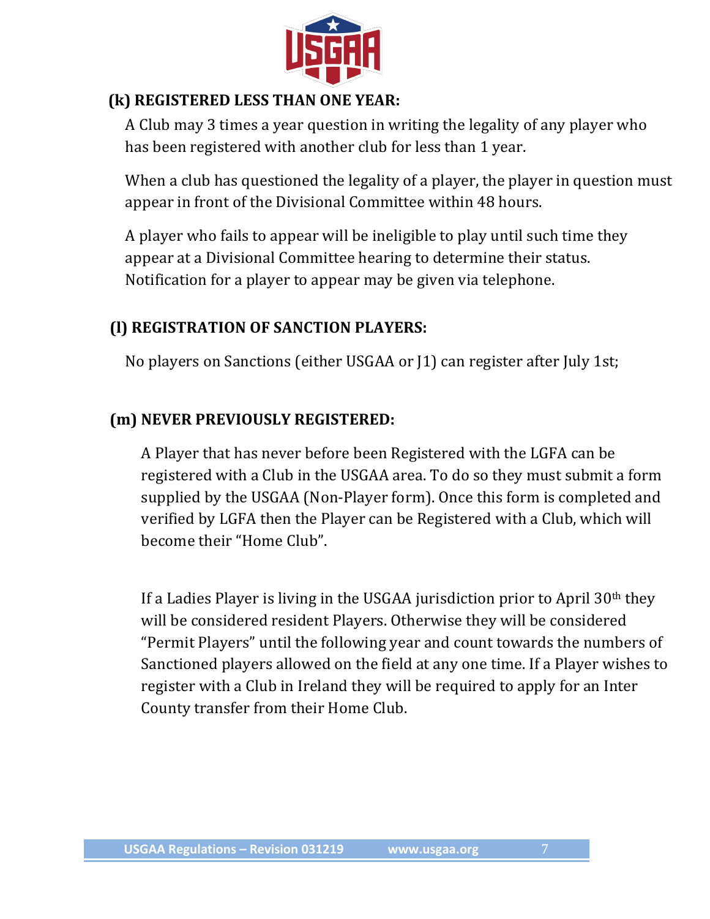### (k) REGISTERED LESS THAN ONE YEAR:

A Club may 3 times a year question in writing the legality of any player who has been registered with another club for less than 1 year.

When a club has questioned the legality of a player, the player in question must appear in front of the Divisional Committee within 48 hours.

A player who fails to appear will be ineligible to play until such time they appear at a Divisional Committee hearing to determine their status. Notification for a player to appear may be given via telephone.

### (l) REGISTRATION OF SANCTION PLAYERS:

No players on Sanctions (either USGAA or J1) can register after July 1st;

### (m) NEVER PREVIOUSLY REGISTERED:

A Player that has never before been Registered with the LGFA can be registered with a Club in the USGAA area. To do so they must submit a form supplied by the USGAA (Non-Player form). Once this form is completed and verified by LGFA then the Player can be Registered with a Club, which will become their "Home Club".

If a Ladies Player is living in the USGAA jurisdiction prior to April 30th they will be considered resident Players. Otherwise they will be considered "Permit Players" until the following year and count towards the numbers of Sanctioned players allowed on the field at any one time. If a Player wishes to register with a Club in Ireland they will be required to apply for an Inter County transfer from their Home Club.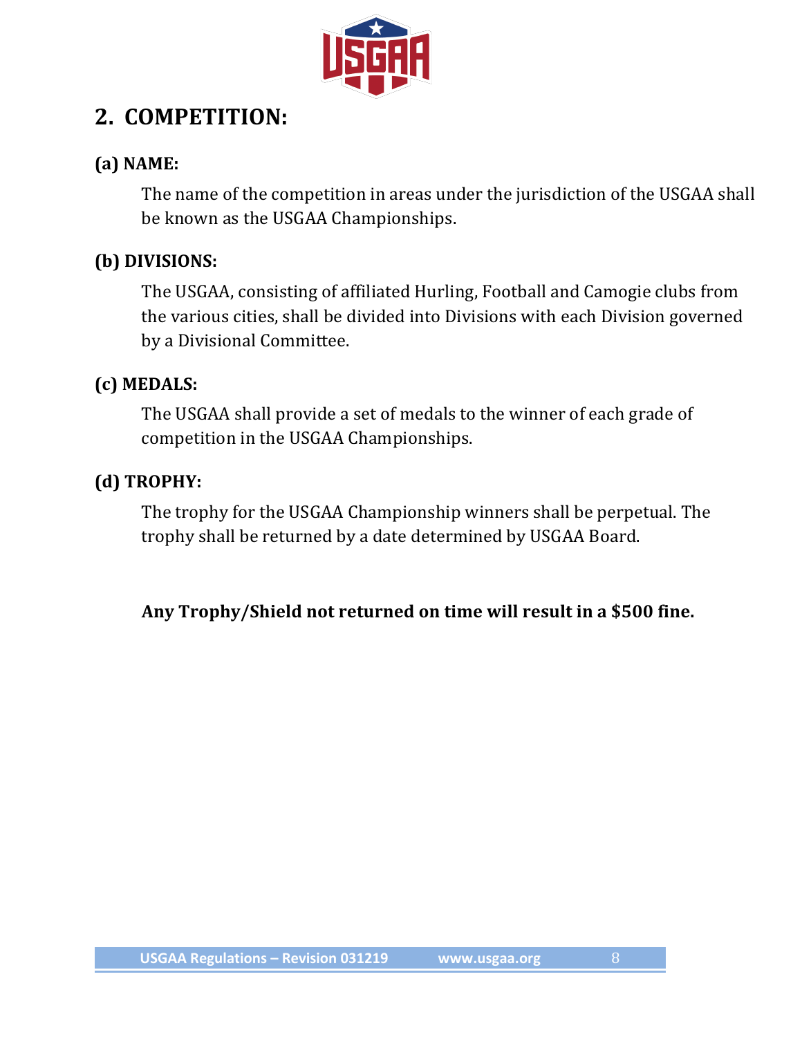## 2. COMPETITION:

### (a) NAME:

The name of the competition in areas under the jurisdiction of the USGAA shall be known as the USGAA Championships.

### (b) DIVISIONS:

The USGAA, consisting of affiliated Hurling, Football and Camogie clubs from the various cities, shall be divided into Divisions with each Division governed by a Divisional Committee.

### (c) MEDALS:

The USGAA shall provide a set of medals to the winner of each grade of competition in the USGAA Championships.

### (d) TROPHY:

The trophy for the USGAA Championship winners shall be perpetual. The trophy shall be returned by a date determined by USGAA Board.

**Any Trophy/Shield not returned on time will result in a $500 fine.**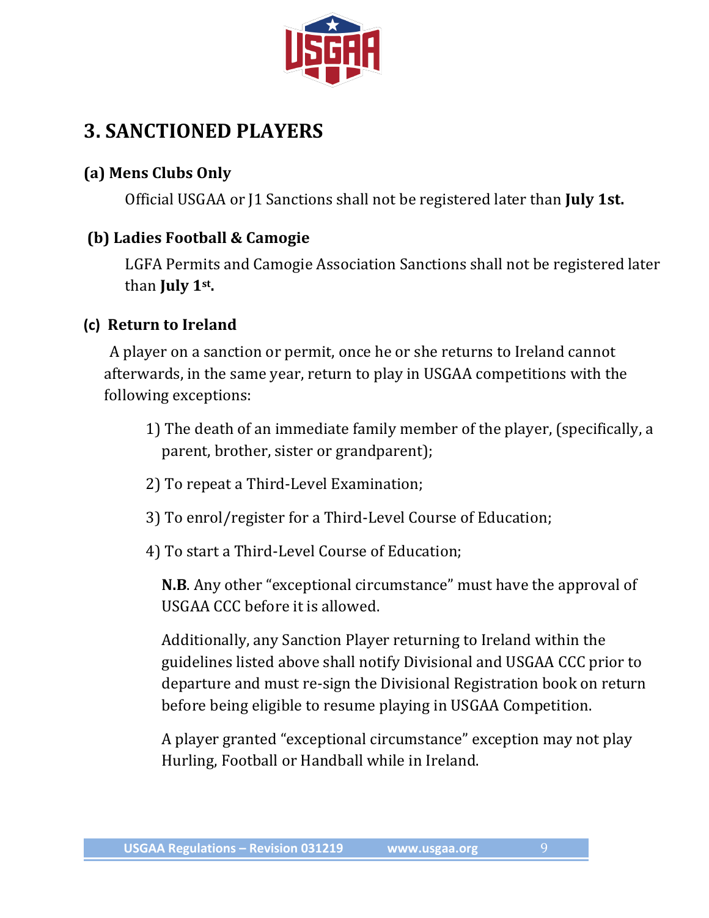## 3. SANCTIONED PLAYERS

### (a) Mens Clubs Only

Official USGAA or J1 Sanctions shall not be registered later than **July 1st.**

### (b) Ladies Football & Camogie

LGFA Permits and Camogie Association Sanctions shall not be registered later than **July 1st.**

### (c) Return to Ireland

A player on a sanction or permit, once he or she returns to Ireland cannot afterwards, in the same year, return to play in USGAA competitions with the following exceptions:

1) The death of an immediate family member of the player, (specifically, a parent, brother, sister or grandparent);
2) To repeat a Third-Level Examination;
3) To enrol/register for a Third-Level Course of Education;
4) To start a Third-Level Course of Education;

**N.B**. Any other "exceptional circumstance" must have the approval of USGAA CCC before it is allowed.

Additionally, any Sanction Player returning to Ireland within the guidelines listed above shall notify Divisional and USGAA CCC prior to departure and must re-sign the Divisional Registration book on return before being eligible to resume playing in USGAA Competition.

A player granted "exceptional circumstance" exception may not play Hurling, Football or Handball while in Ireland.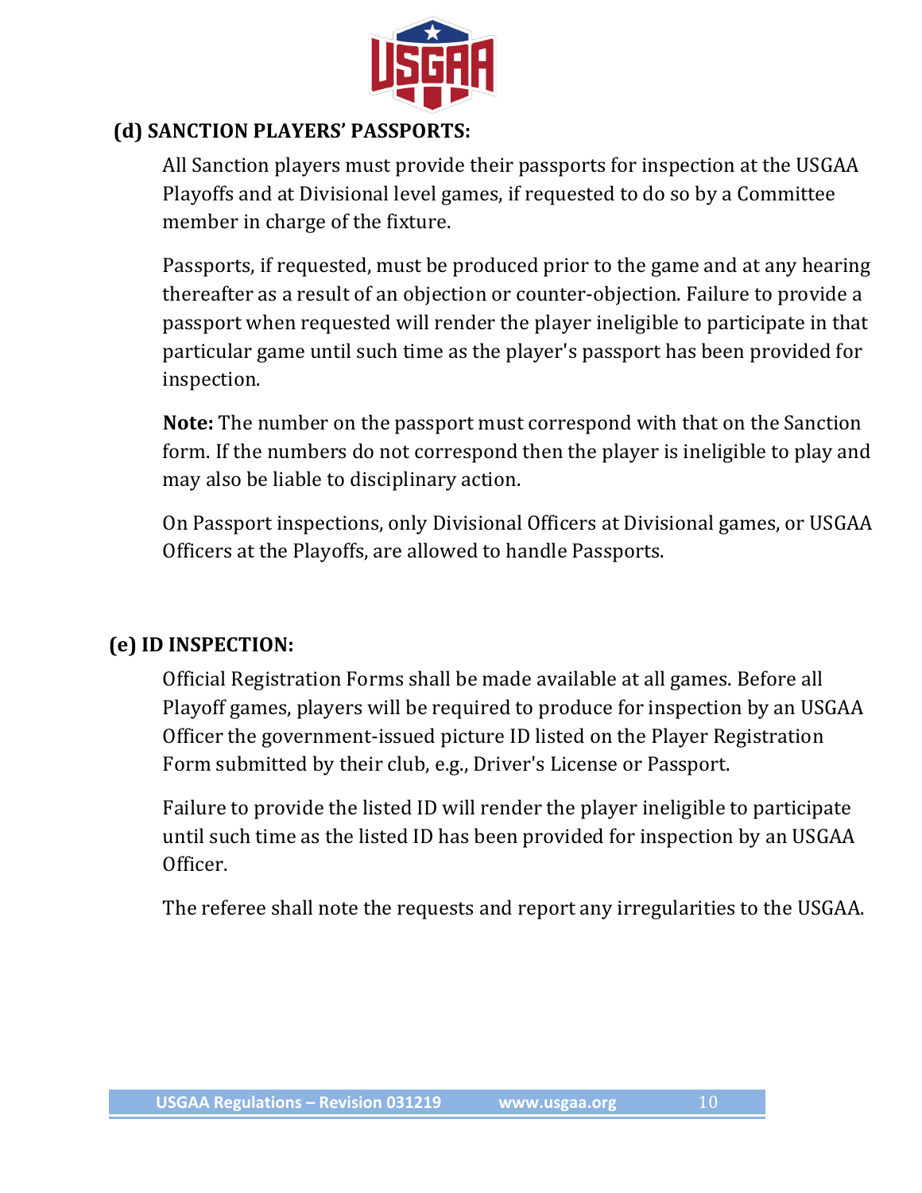### (d) SANCTION PLAYERS' PASSPORTS:

All Sanction players must provide their passports for inspection at the USGAA Playoffs and at Divisional level games, if requested to do so by a Committee member in charge of the fixture.

Passports, if requested, must be produced prior to the game and at any hearing thereafter as a result of an objection or counter-objection. Failure to provide a passport when requested will render the player ineligible to participate in that particular game until such time as the player's passport has been provided for inspection.

**Note:** The number on the passport must correspond with that on the Sanction form. If the numbers do not correspond then the player is ineligible to play and may also be liable to disciplinary action.

On Passport inspections, only Divisional Officers at Divisional games, or USGAA Officers at the Playoffs, are allowed to handle Passports.

### (e) ID INSPECTION:

Official Registration Forms shall be made available at all games. Before all Playoff games, players will be required to produce for inspection by an USGAA Officer the government-issued picture ID listed on the Player Registration Form submitted by their club, e.g., Driver's License or Passport.

Failure to provide the listed ID will render the player ineligible to participate until such time as the listed ID has been provided for inspection by an USGAA Officer.

The referee shall note the requests and report any irregularities to the USGAA.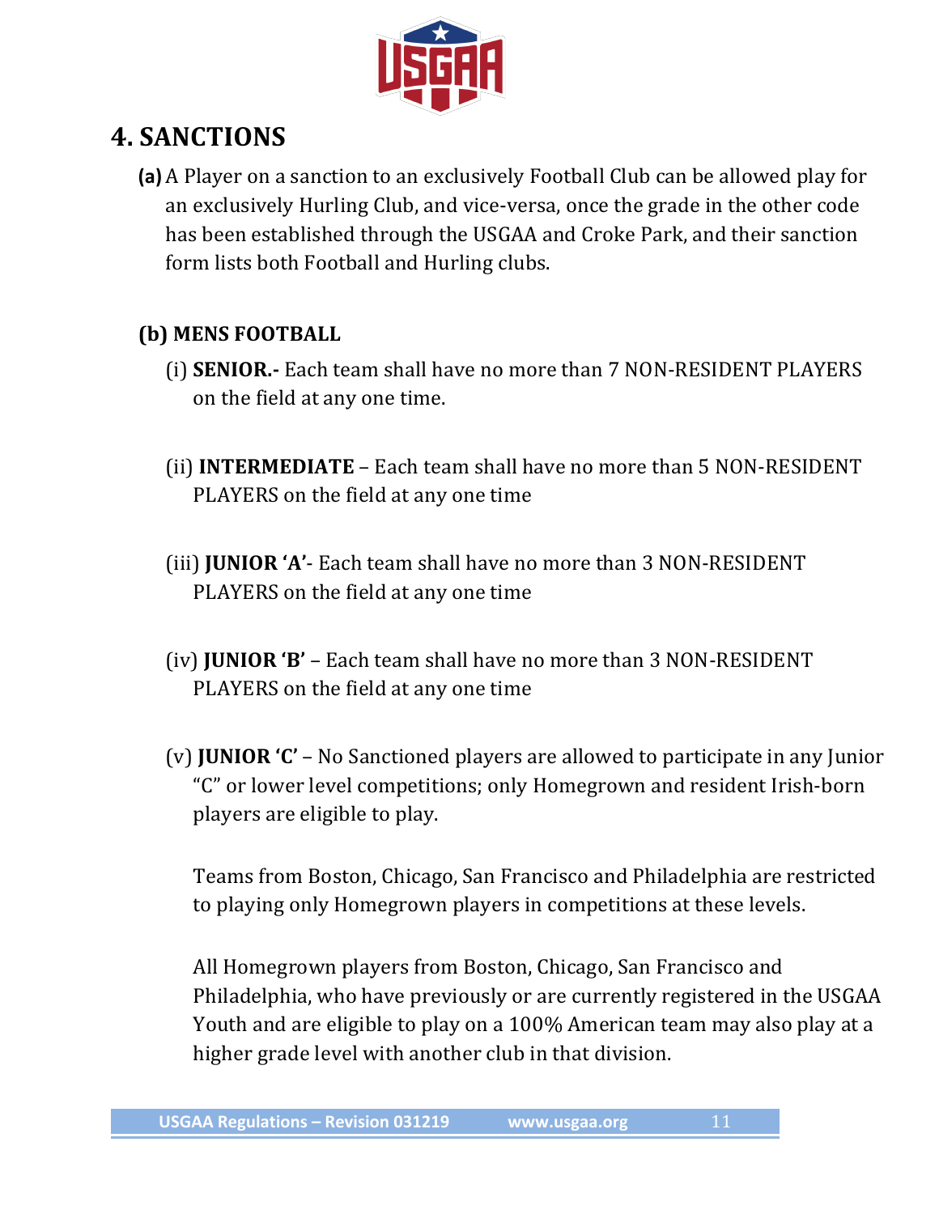# 4. SANCTIONS

**(a)** A Player on a sanction to an exclusively Football Club can be allowed play for an exclusively Hurling Club, and vice-versa, once the grade in the other code has been established through the USGAA and Croke Park, and their sanction form lists both Football and Hurling clubs.

**(b) MENS FOOTBALL**

(i) **SENIOR.-** Each team shall have no more than 7 NON-RESIDENT PLAYERS on the field at any one time.

(ii) **INTERMEDIATE** – Each team shall have no more than 5 NON-RESIDENT PLAYERS on the field at any one time

(iii) **JUNIOR 'A'**- Each team shall have no more than 3 NON-RESIDENT PLAYERS on the field at any one time

(iv) **JUNIOR 'B'** – Each team shall have no more than 3 NON-RESIDENT PLAYERS on the field at any one time

(v) **JUNIOR 'C'** – No Sanctioned players are allowed to participate in any Junior "C" or lower level competitions; only Homegrown and resident Irish-born players are eligible to play.

Teams from Boston, Chicago, San Francisco and Philadelphia are restricted to playing only Homegrown players in competitions at these levels.

All Homegrown players from Boston, Chicago, San Francisco and Philadelphia, who have previously or are currently registered in the USGAA Youth and are eligible to play on a 100% American team may also play at a higher grade level with another club in that division.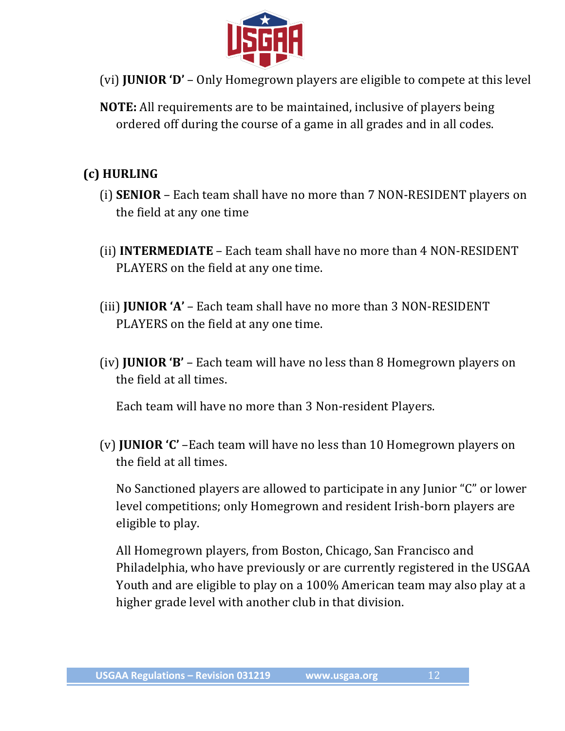(vi) **JUNIOR 'D'** – Only Homegrown players are eligible to compete at this level

**NOTE:** All requirements are to be maintained, inclusive of players being ordered off during the course of a game in all grades and in all codes.

### (c) HURLING

(i) **SENIOR** – Each team shall have no more than 7 NON-RESIDENT players on the field at any one time

(ii) **INTERMEDIATE** – Each team shall have no more than 4 NON-RESIDENT PLAYERS on the field at any one time.

(iii) **JUNIOR 'A'** – Each team shall have no more than 3 NON-RESIDENT PLAYERS on the field at any one time.

(iv) **JUNIOR 'B'** – Each team will have no less than 8 Homegrown players on the field at all times.

Each team will have no more than 3 Non-resident Players.

(v) **JUNIOR 'C'** –Each team will have no less than 10 Homegrown players on the field at all times.

No Sanctioned players are allowed to participate in any Junior "C" or lower level competitions; only Homegrown and resident Irish-born players are eligible to play.

All Homegrown players, from Boston, Chicago, San Francisco and Philadelphia, who have previously or are currently registered in the USGAA Youth and are eligible to play on a 100% American team may also play at a higher grade level with another club in that division.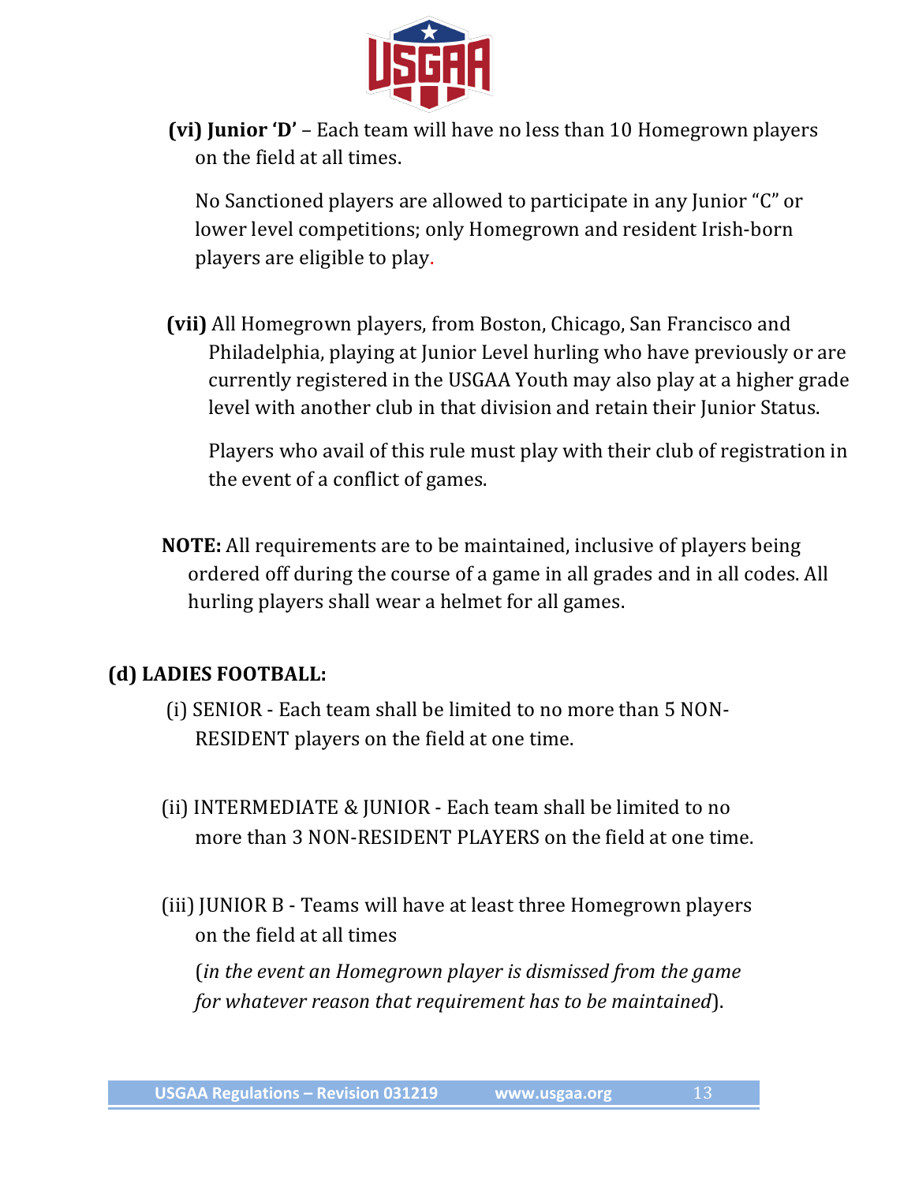**(vi) Junior 'D'** – Each team will have no less than 10 Homegrown players on the field at all times.

No Sanctioned players are allowed to participate in any Junior "C" or lower level competitions; only Homegrown and resident Irish-born players are eligible to play.

**(vii)** All Homegrown players, from Boston, Chicago, San Francisco and Philadelphia, playing at Junior Level hurling who have previously or are currently registered in the USGAA Youth may also play at a higher grade level with another club in that division and retain their Junior Status.

Players who avail of this rule must play with their club of registration in the event of a conflict of games.

**NOTE:** All requirements are to be maintained, inclusive of players being ordered off during the course of a game in all grades and in all codes. All hurling players shall wear a helmet for all games.

**(d) LADIES FOOTBALL:**

(i) SENIOR - Each team shall be limited to no more than 5 NON-RESIDENT players on the field at one time.

(ii) INTERMEDIATE & JUNIOR - Each team shall be limited to no more than 3 NON-RESIDENT PLAYERS on the field at one time.

(iii) JUNIOR B - Teams will have at least three Homegrown players on the field at all times

(*in the event an Homegrown player is dismissed from the game for whatever reason that requirement has to be maintained*).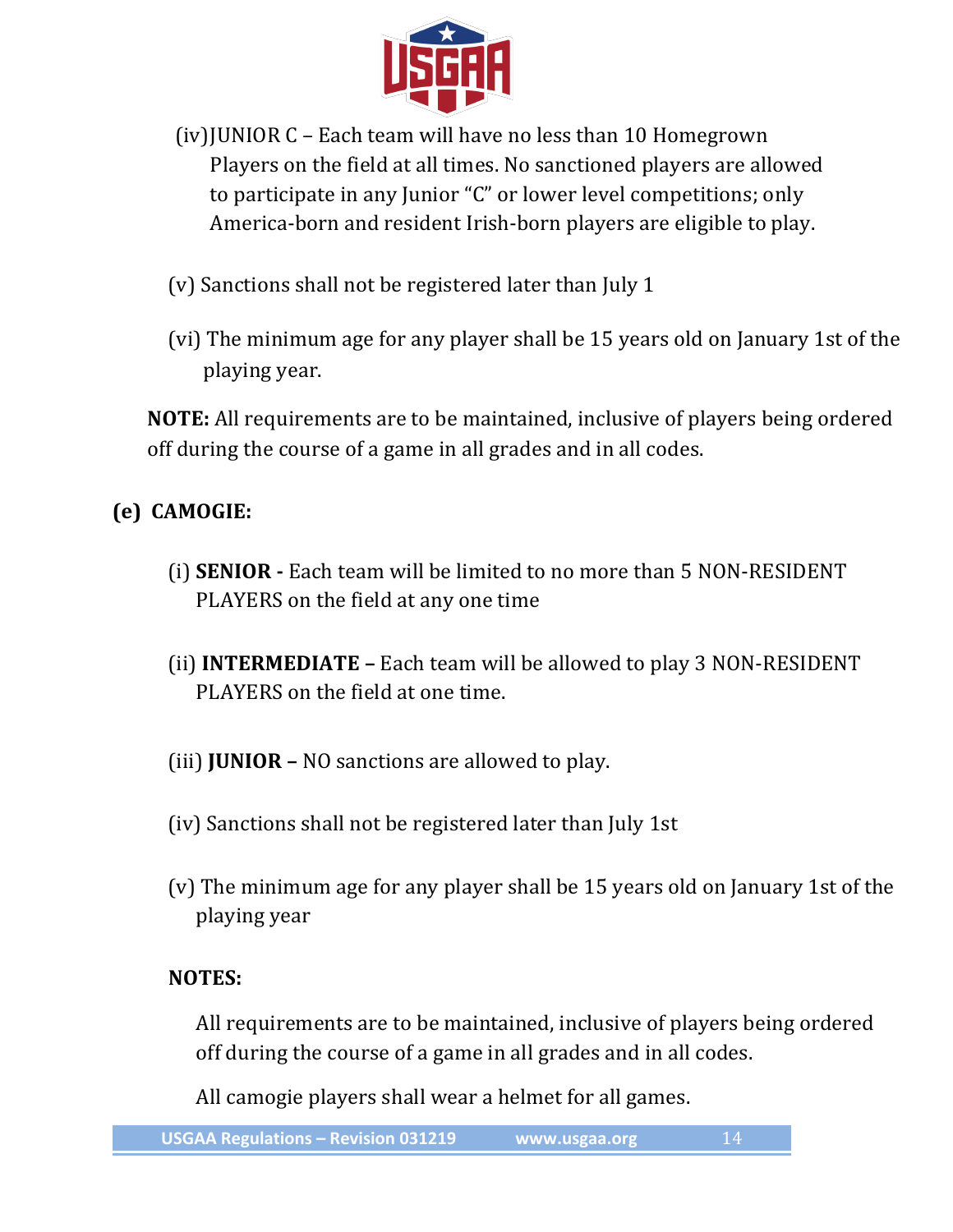(iv) JUNIOR C – Each team will have no less than 10 Homegrown Players on the field at all times. No sanctioned players are allowed to participate in any Junior "C" or lower level competitions; only America-born and resident Irish-born players are eligible to play.

(v) Sanctions shall not be registered later than July 1

(vi) The minimum age for any player shall be 15 years old on January 1st of the playing year.

**NOTE:** All requirements are to be maintained, inclusive of players being ordered off during the course of a game in all grades and in all codes.

**(e) CAMOGIE:**

(i) **SENIOR -** Each team will be limited to no more than 5 NON-RESIDENT PLAYERS on the field at any one time

(ii) **INTERMEDIATE –** Each team will be allowed to play 3 NON-RESIDENT PLAYERS on the field at one time.

(iii) **JUNIOR –** NO sanctions are allowed to play.

(iv) Sanctions shall not be registered later than July 1st

(v) The minimum age for any player shall be 15 years old on January 1st of the playing year

**NOTES:**

All requirements are to be maintained, inclusive of players being ordered off during the course of a game in all grades and in all codes.

All camogie players shall wear a helmet for all games.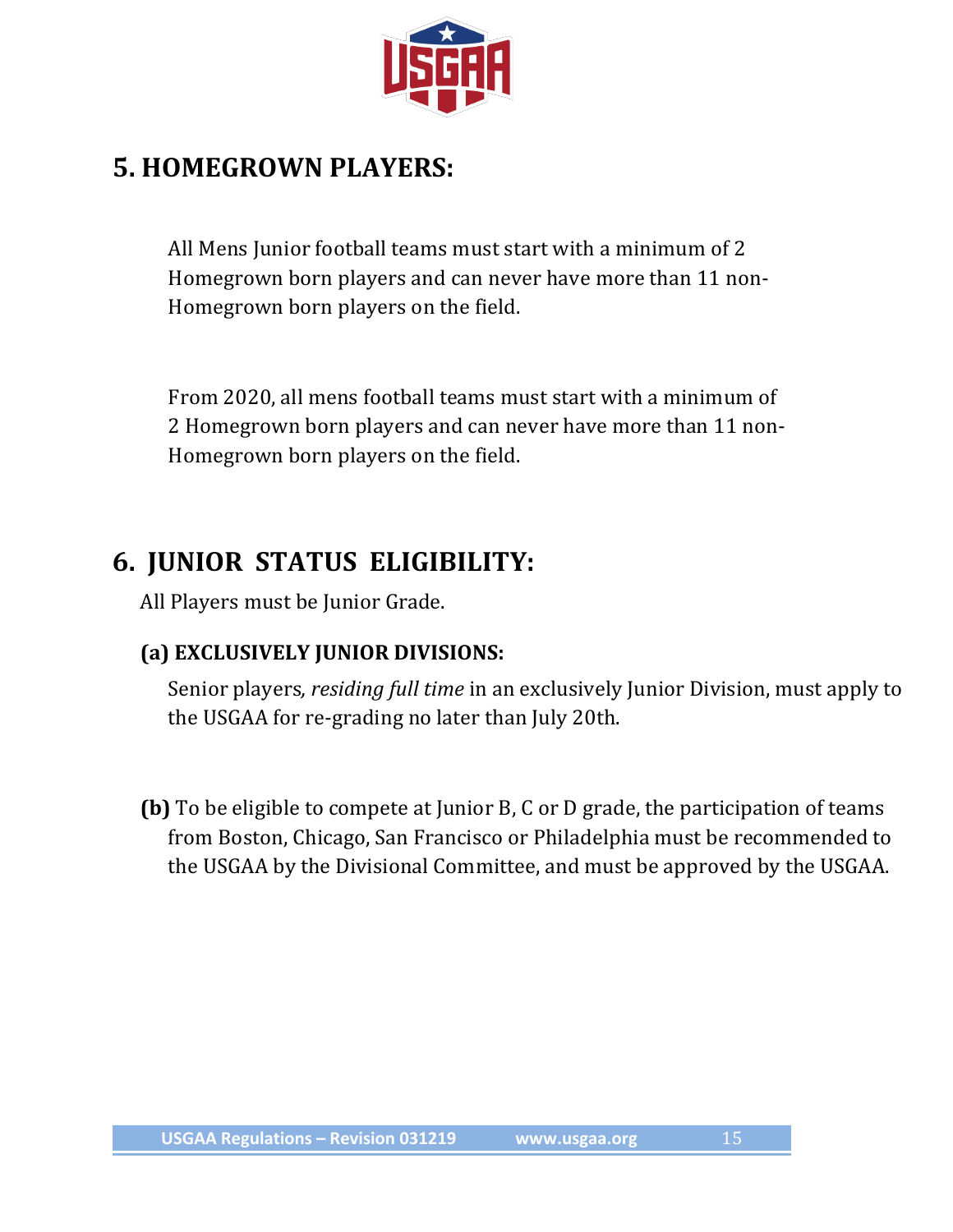## 5. HOMEGROWN PLAYERS:

All Mens Junior football teams must start with a minimum of 2 Homegrown born players and can never have more than 11 non-Homegrown born players on the field.

From 2020, all mens football teams must start with a minimum of 2 Homegrown born players and can never have more than 11 non-Homegrown born players on the field.

## 6. JUNIOR STATUS ELIGIBILITY:

All Players must be Junior Grade.

### (a) EXCLUSIVELY JUNIOR DIVISIONS:

Senior players*, residing full time* in an exclusively Junior Division, must apply to the USGAA for re-grading no later than July 20th.

**(b)** To be eligible to compete at Junior B, C or D grade, the participation of teams from Boston, Chicago, San Francisco or Philadelphia must be recommended to the USGAA by the Divisional Committee, and must be approved by the USGAA.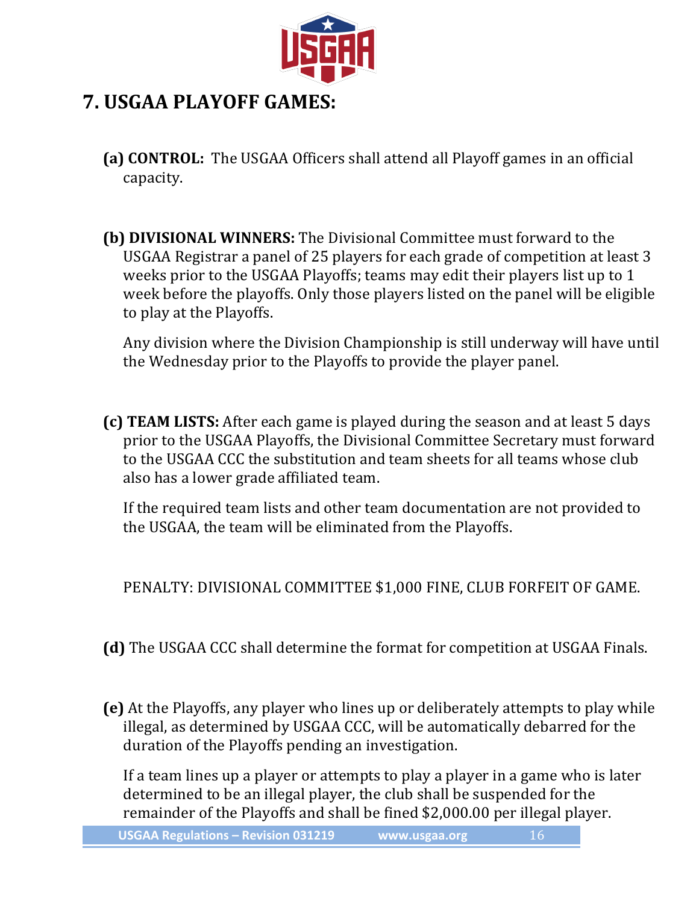# 7. USGAA PLAYOFF GAMES:

**(a) CONTROL:** The USGAA Officers shall attend all Playoff games in an official capacity.

**(b) DIVISIONAL WINNERS:** The Divisional Committee must forward to the USGAA Registrar a panel of 25 players for each grade of competition at least 3 weeks prior to the USGAA Playoffs; teams may edit their players list up to 1 week before the playoffs. Only those players listed on the panel will be eligible to play at the Playoffs.

Any division where the Division Championship is still underway will have until the Wednesday prior to the Playoffs to provide the player panel.

**(c) TEAM LISTS:** After each game is played during the season and at least 5 days prior to the USGAA Playoffs, the Divisional Committee Secretary must forward to the USGAA CCC the substitution and team sheets for all teams whose club also has a lower grade affiliated team.

If the required team lists and other team documentation are not provided to the USGAA, the team will be eliminated from the Playoffs.

PENALTY: DIVISIONAL COMMITTEE $1,000 FINE, CLUB FORFEIT OF GAME.

**(d)** The USGAA CCC shall determine the format for competition at USGAA Finals.

**(e)** At the Playoffs, any player who lines up or deliberately attempts to play while illegal, as determined by USGAA CCC, will be automatically debarred for the duration of the Playoffs pending an investigation.

If a team lines up a player or attempts to play a player in a game who is later determined to be an illegal player, the club shall be suspended for the remainder of the Playoffs and shall be fined $2,000.00 per illegal player.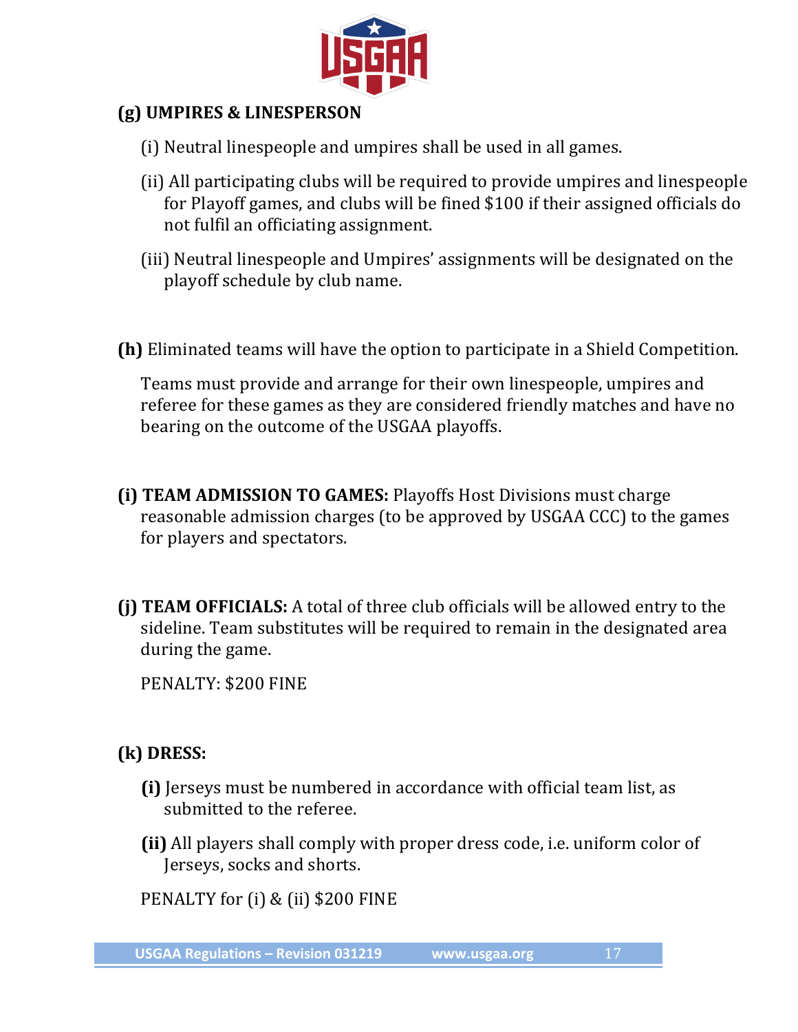**(g) UMPIRES & LINESPERSON**

(i) Neutral linespeople and umpires shall be used in all games.

(ii) All participating clubs will be required to provide umpires and linespeople for Playoff games, and clubs will be fined $100 if their assigned officials do not fulfil an officiating assignment.

(iii) Neutral linespeople and Umpires' assignments will be designated on the playoff schedule by club name.

**(h)** Eliminated teams will have the option to participate in a Shield Competition.

Teams must provide and arrange for their own linespeople, umpires and referee for these games as they are considered friendly matches and have no bearing on the outcome of the USGAA playoffs.

**(i) TEAM ADMISSION TO GAMES:** Playoffs Host Divisions must charge reasonable admission charges (to be approved by USGAA CCC) to the games for players and spectators.

**(j) TEAM OFFICIALS:** A total of three club officials will be allowed entry to the sideline. Team substitutes will be required to remain in the designated area during the game.

PENALTY: $200 FINE

**(k) DRESS:**

**(i)** Jerseys must be numbered in accordance with official team list, as submitted to the referee.

**(ii)** All players shall comply with proper dress code, i.e. uniform color of Jerseys, socks and shorts.

PENALTY for (i) & (ii) $200 FINE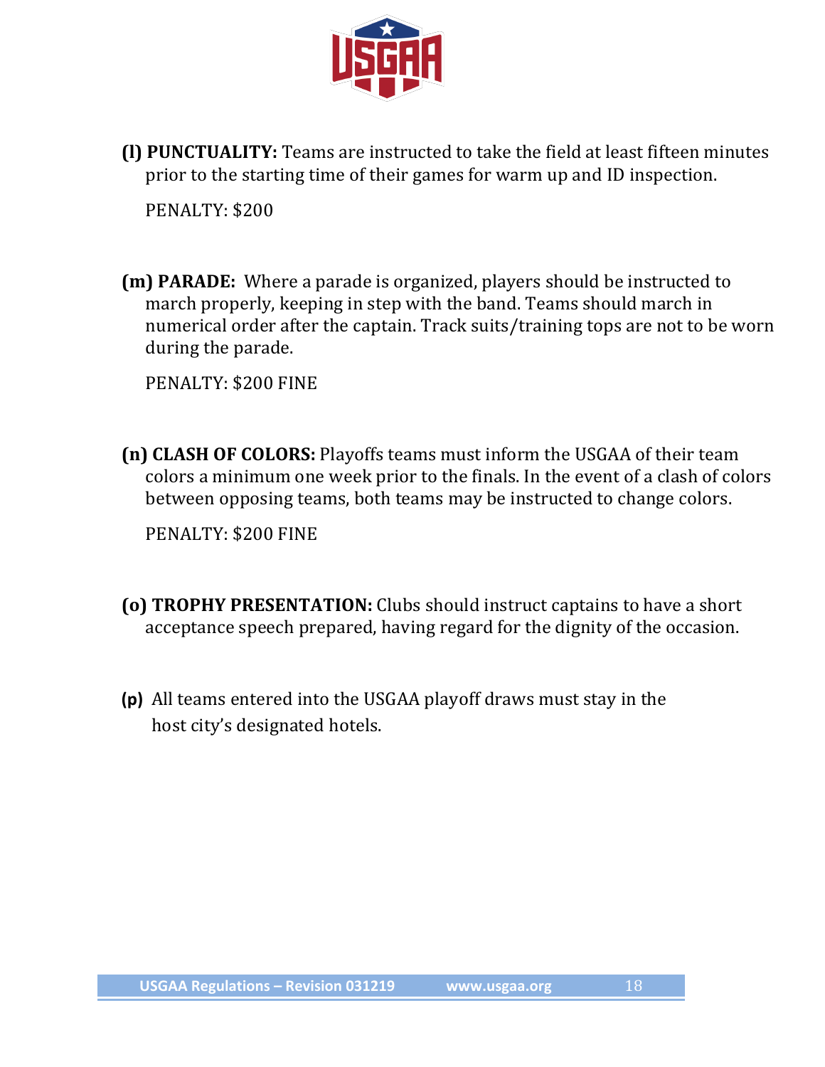**(l) PUNCTUALITY:** Teams are instructed to take the field at least fifteen minutes prior to the starting time of their games for warm up and ID inspection.

PENALTY: $200

**(m) PARADE:** Where a parade is organized, players should be instructed to march properly, keeping in step with the band. Teams should march in numerical order after the captain. Track suits/training tops are not to be worn during the parade.

PENALTY: $200 FINE

**(n) CLASH OF COLORS:** Playoffs teams must inform the USGAA of their team colors a minimum one week prior to the finals. In the event of a clash of colors between opposing teams, both teams may be instructed to change colors.

PENALTY: $200 FINE

**(o) TROPHY PRESENTATION:** Clubs should instruct captains to have a short acceptance speech prepared, having regard for the dignity of the occasion.

**(p)** All teams entered into the USGAA playoff draws must stay in the host city's designated hotels.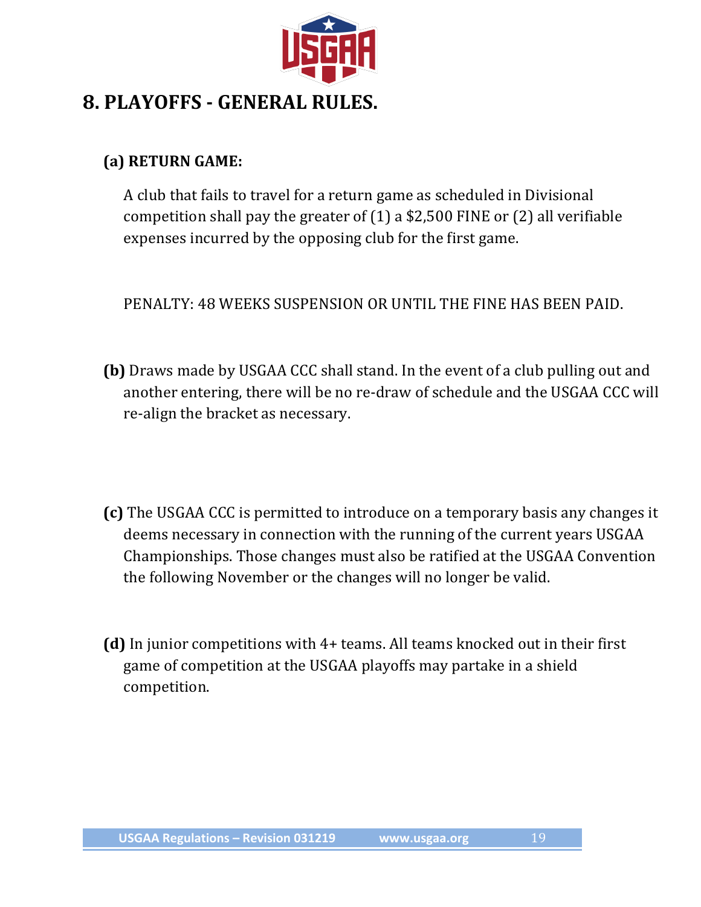## 8. PLAYOFFS - GENERAL RULES.

### (a) RETURN GAME:

A club that fails to travel for a return game as scheduled in Divisional competition shall pay the greater of (1) a $2,500 FINE or (2) all verifiable expenses incurred by the opposing club for the first game.

PENALTY: 48 WEEKS SUSPENSION OR UNTIL THE FINE HAS BEEN PAID.

**(b)** Draws made by USGAA CCC shall stand. In the event of a club pulling out and another entering, there will be no re-draw of schedule and the USGAA CCC will re-align the bracket as necessary.

**(c)** The USGAA CCC is permitted to introduce on a temporary basis any changes it deems necessary in connection with the running of the current years USGAA Championships. Those changes must also be ratified at the USGAA Convention the following November or the changes will no longer be valid.

**(d)** In junior competitions with 4+ teams. All teams knocked out in their first game of competition at the USGAA playoffs may partake in a shield competition.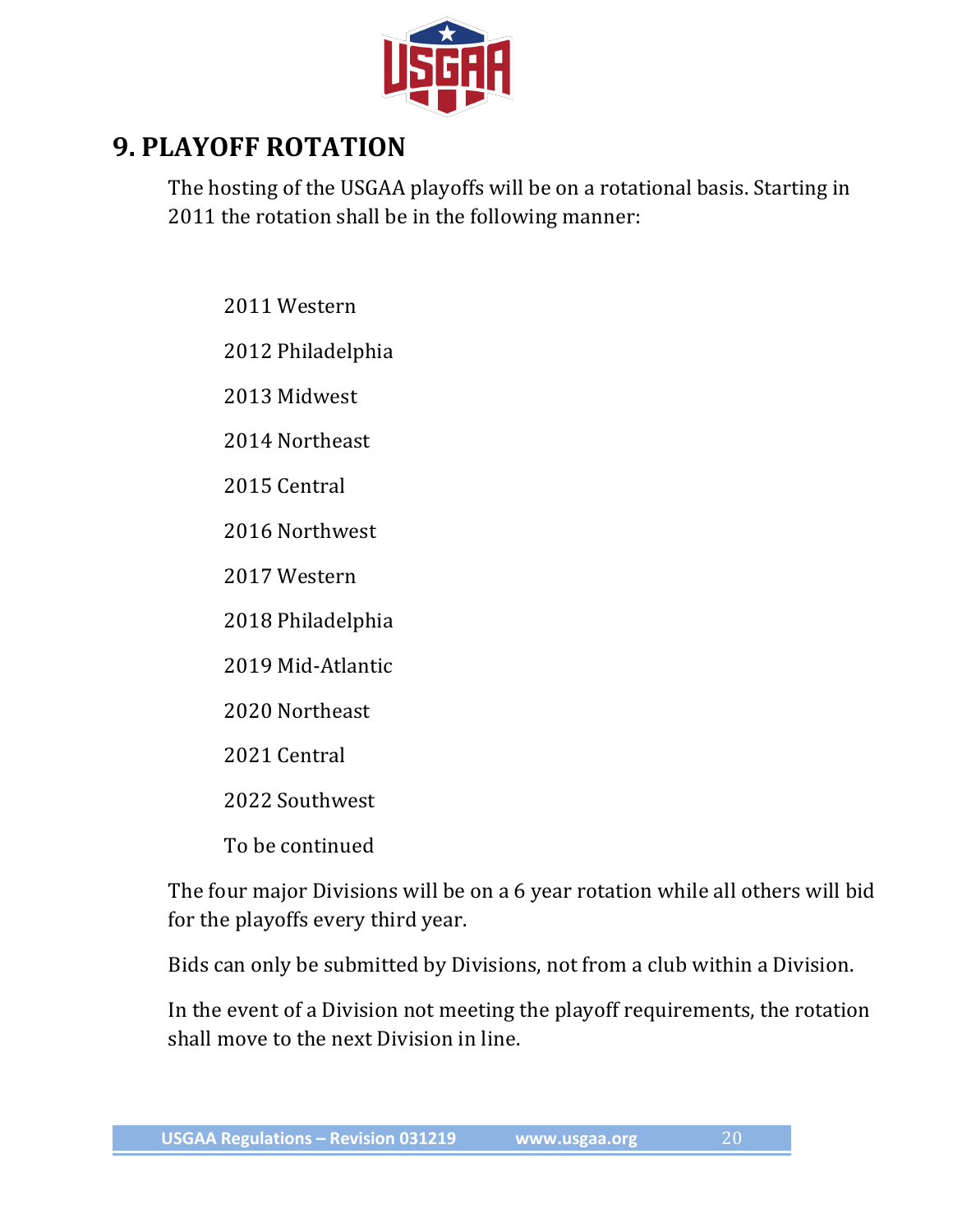## 9. PLAYOFF ROTATION

The hosting of the USGAA playoffs will be on a rotational basis. Starting in 2011 the rotation shall be in the following manner:

2011 Western

2012 Philadelphia

2013 Midwest

2014 Northeast

2015 Central

2016 Northwest

2017 Western

2018 Philadelphia

2019 Mid-Atlantic

2020 Northeast

2021 Central

2022 Southwest

To be continued

The four major Divisions will be on a 6 year rotation while all others will bid for the playoffs every third year.

Bids can only be submitted by Divisions, not from a club within a Division.

In the event of a Division not meeting the playoff requirements, the rotation shall move to the next Division in line.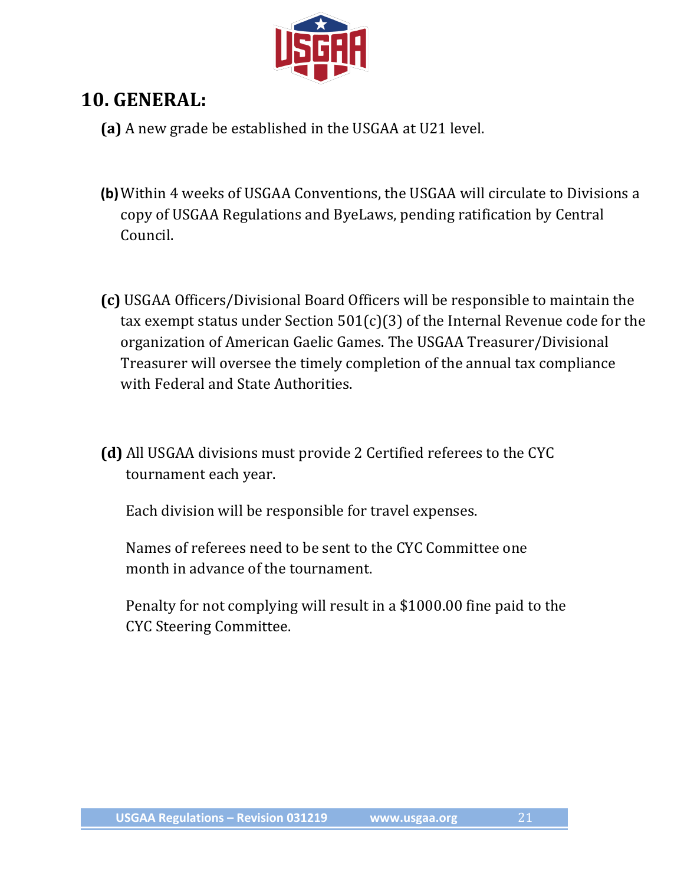## 10. GENERAL:

**(a)** A new grade be established in the USGAA at U21 level.

**(b)** Within 4 weeks of USGAA Conventions, the USGAA will circulate to Divisions a copy of USGAA Regulations and ByeLaws, pending ratification by Central Council.

**(c)** USGAA Officers/Divisional Board Officers will be responsible to maintain the tax exempt status under Section 501(c)(3) of the Internal Revenue code for the organization of American Gaelic Games. The USGAA Treasurer/Divisional Treasurer will oversee the timely completion of the annual tax compliance with Federal and State Authorities.

**(d)** All USGAA divisions must provide 2 Certified referees to the CYC tournament each year.

Each division will be responsible for travel expenses.

Names of referees need to be sent to the CYC Committee one month in advance of the tournament.

Penalty for not complying will result in a $1000.00 fine paid to the CYC Steering Committee.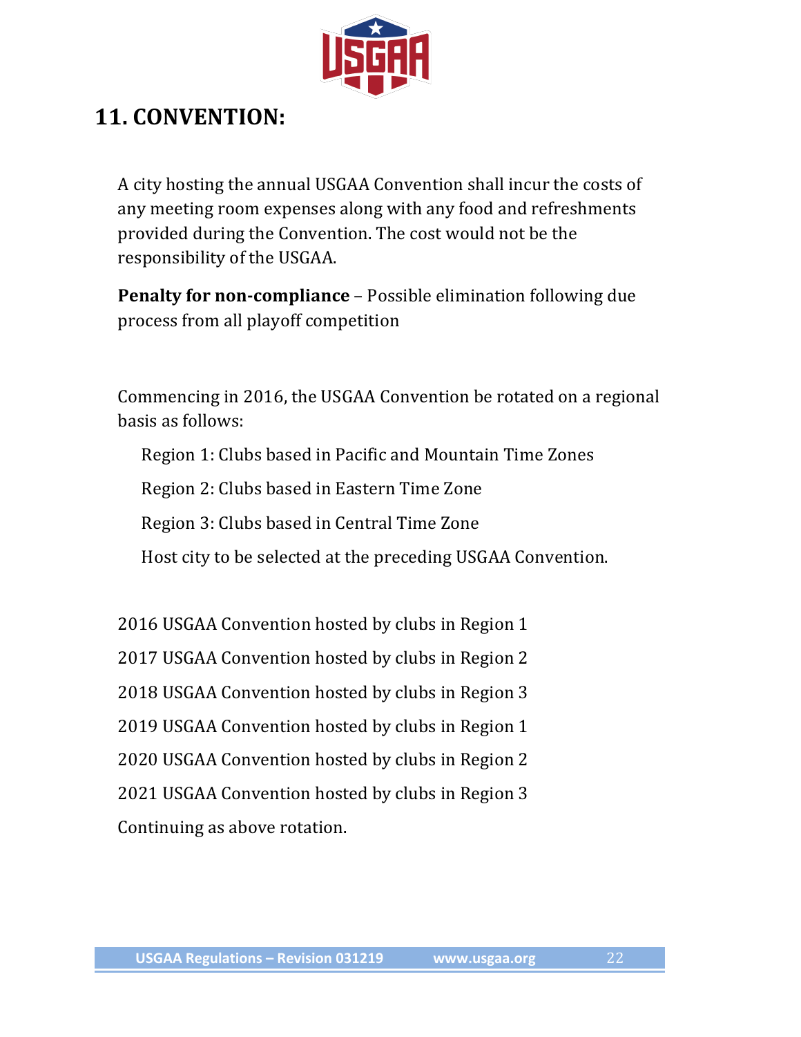## 11. CONVENTION:

A city hosting the annual USGAA Convention shall incur the costs of any meeting room expenses along with any food and refreshments provided during the Convention. The cost would not be the responsibility of the USGAA.

**Penalty for non-compliance** – Possible elimination following due process from all playoff competition

Commencing in 2016, the USGAA Convention be rotated on a regional basis as follows:

Region 1: Clubs based in Pacific and Mountain Time Zones

Region 2: Clubs based in Eastern Time Zone

Region 3: Clubs based in Central Time Zone

Host city to be selected at the preceding USGAA Convention.

2016 USGAA Convention hosted by clubs in Region 1

2017 USGAA Convention hosted by clubs in Region 2

2018 USGAA Convention hosted by clubs in Region 3

2019 USGAA Convention hosted by clubs in Region 1

2020 USGAA Convention hosted by clubs in Region 2

2021 USGAA Convention hosted by clubs in Region 3

Continuing as above rotation.